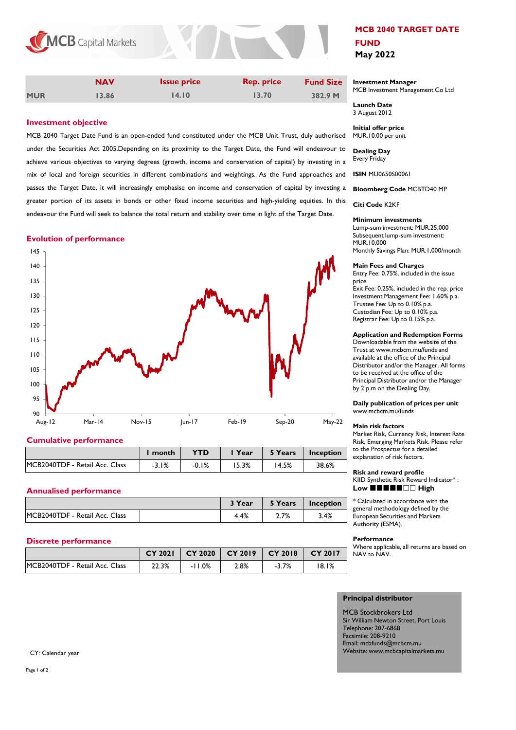# MCB 2040 TARGET DATE FUND

**May 2022**

| | NAV | Issue price | Rep. price | Fund Size |
|---|---|---|---|---|
| MUR | 13.86 | 14.10 | 13.70 | 382.9 M |

## Investment objective

MCB 2040 Target Date Fund is an open-ended fund constituted under the MCB Unit Trust, duly authorised under the Securities Act 2005.Depending on its proximity to the Target Date, the Fund will endeavour to achieve various objectives to varying degrees (growth, income and conservation of capital) by investing in a mix of local and foreign securities in different combinations and weightings. As the Fund approaches and passes the Target Date, it will increasingly emphasise on income and conservation of capital by investing a greater portion of its assets in bonds or other fixed income securities and high-yielding equities. In this endeavour the Fund will seek to balance the total return and stability over time in light of the Target Date.

## Evolution of performance

## Cumulative performance

| | 1 month | YTD | 1 Year | 5 Years | Inception |
|---|---|---|---|---|---|
| MCB2040TDF - Retail Acc. Class | -3.1% | -0.1% | 15.3% | 14.5% | 38.6% |

## Annualised performance

| | | 3 Year | 5 Years | Inception |
|---|---|---|---|---|
| MCB2040TDF - Retail Acc. Class | | 4.4% | 2.7% | 3.4% |

## Discrete performance

| | CY 2021 | CY 2020 | CY 2019 | CY 2018 | CY 2017 |
|---|---|---|---|---|---|
| MCB2040TDF - Retail Acc. Class | 22.3% | -11.0% | 2.8% | -3.7% | 18.1% |

CY: Calendar year

**Investment Manager**
MCB Investment Management Co Ltd

**Launch Date**
3 August 2012

**Initial offer price**
MUR.10.00 per unit

**Dealing Day**
Every Friday

**ISIN** MU0650S00061

**Bloomberg Code** MCBTD40 MP

**Citi Code** K2KF

**Minimum investments**
Lump-sum investment: MUR.25,000
Subsequent lump-sum investment: MUR.10,000
Monthly Savings Plan: MUR.1,000/month

**Main Fees and Charges**
Entry Fee: 0.75%, included in the issue price
Exit Fee: 0.25%, included in the rep. price
Investment Management Fee: 1.60% p.a.
Trustee Fee: Up to 0.10% p.a.
Custodian Fee: Up to 0.10% p.a.
Registrar Fee: Up to 0.15% p.a.

**Application and Redemption Forms**
Downloadable from the website of the Trust at www.mcbcm.mu/funds and available at the office of the Principal Distributor and/or the Manager. All forms to be received at the office of the Principal Distributor and/or the Manager by 2 p.m on the Dealing Day.

**Daily publication of prices per unit**
www.mcbcm.mu/funds

**Main risk factors**
Market Risk, Currency Risk, Interest Rate Risk, Emerging Markets Risk. Please refer to the Prospectus for a detailed explanation of risk factors.

**Risk and reward profile**
KIID Synthetic Risk Reward Indicator* :
**Low** ■■■■■□□ **High**

\* Calculated in accordance with the general methodology defined by the European Securities and Markets Authority (ESMA).

**Performance**
Where applicable, all returns are based on NAV to NAV.

**Principal distributor**

MCB Stockbrokers Ltd
Sir William Newton Street, Port Louis
Telephone: 207-6868
Facsimile: 208-9210
Email: mcbfunds@mcbcm.mu
Website: www.mcbcapitalmarkets.mu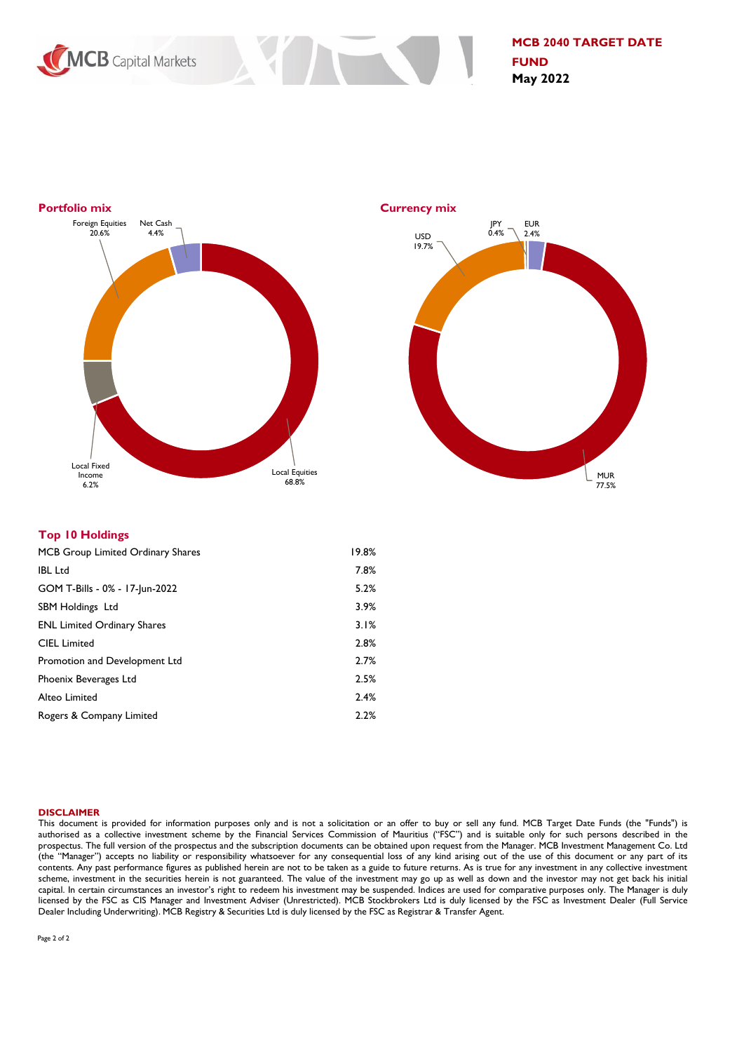# MCB 2040 TARGET DATE FUND

**May 2022**

## Portfolio mix

Foreign Equities 20.6%

Net Cash 4.4%

Local Fixed Income 6.2%

Local Equities 68.8%

## Currency mix

JPY 0.4%

EUR 2.4%

USD 19.7%

MUR 77.5%

## Top 10 Holdings

| | |
|---|---|
| MCB Group Limited Ordinary Shares | 19.8% |
| IBL Ltd | 7.8% |
| GOM T-Bills - 0% - 17-Jun-2022 | 5.2% |
| SBM Holdings Ltd | 3.9% |
| ENL Limited Ordinary Shares | 3.1% |
| CIEL Limited | 2.8% |
| Promotion and Development Ltd | 2.7% |
| Phoenix Beverages Ltd | 2.5% |
| Alteo Limited | 2.4% |
| Rogers & Company Limited | 2.2% |

**DISCLAIMER**

This document is provided for information purposes only and is not a solicitation or an offer to buy or sell any fund. MCB Target Date Funds (the "Funds") is authorised as a collective investment scheme by the Financial Services Commission of Mauritius ("FSC") and is suitable only for such persons described in the prospectus. The full version of the prospectus and the subscription documents can be obtained upon request from the Manager. MCB Investment Management Co. Ltd (the "Manager") accepts no liability or responsibility whatsoever for any consequential loss of any kind arising out of the use of this document or any part of its contents. Any past performance figures as published herein are not to be taken as a guide to future returns. As is true for any investment in any collective investment scheme, investment in the securities herein is not guaranteed. The value of the investment may go up as well as down and the investor may not get back his initial capital. In certain circumstances an investor's right to redeem his investment may be suspended. Indices are used for comparative purposes only. The Manager is duly licensed by the FSC as CIS Manager and Investment Adviser (Unrestricted). MCB Stockbrokers Ltd is duly licensed by the FSC as Investment Dealer (Full Service Dealer Including Underwriting). MCB Registry & Securities Ltd is duly licensed by the FSC as Registrar & Transfer Agent.